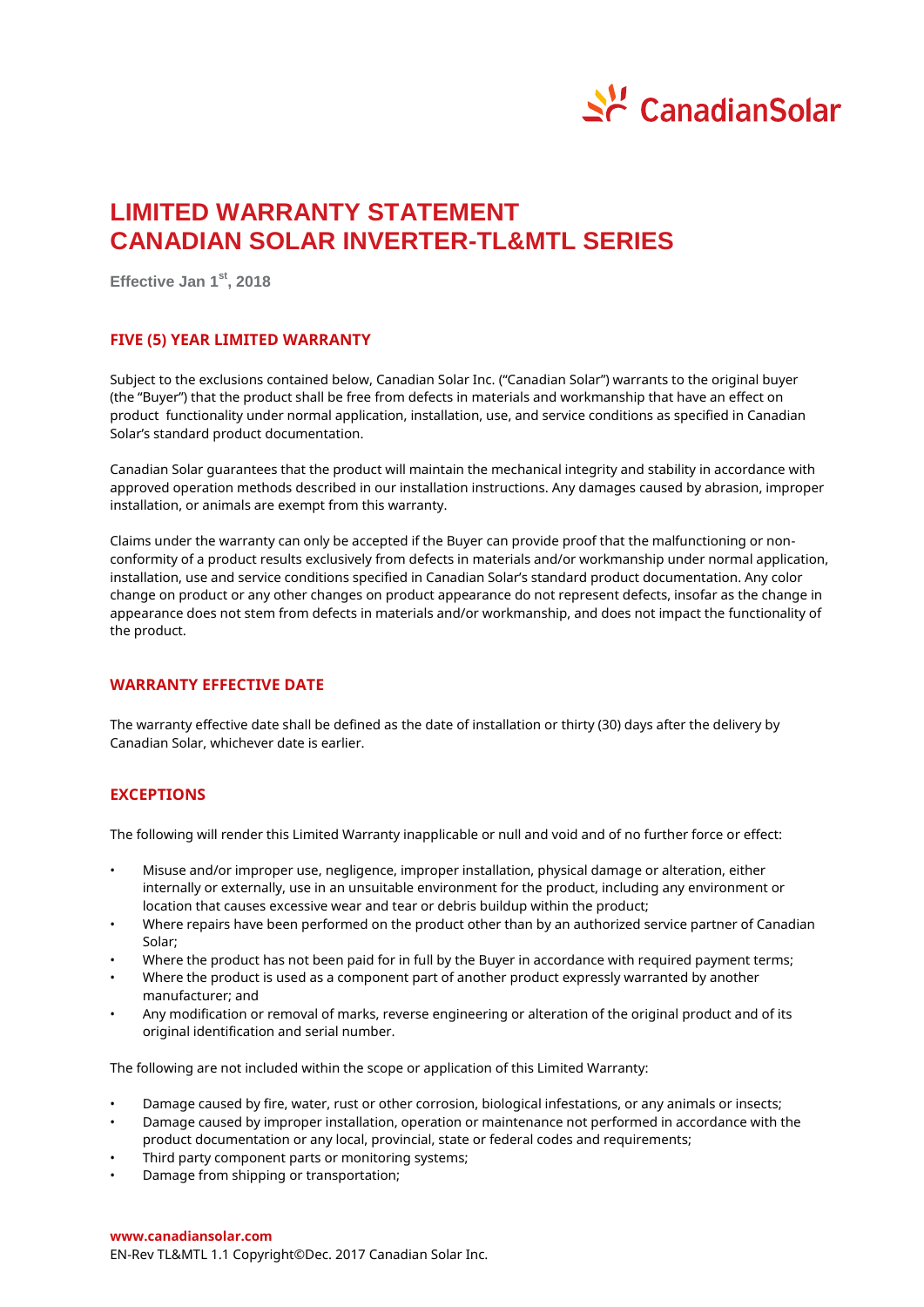# LIMITED WARRANTY STATEMENT
# CANADIAN SOLAR INVERTER-TL&MTL SERIES

Effective Jan 1st, 2018

## FIVE (5) YEAR LIMITED WARRANTY

Subject to the exclusions contained below, Canadian Solar Inc. ("Canadian Solar") warrants to the original buyer (the "Buyer") that the product shall be free from defects in materials and workmanship that have an effect on product functionality under normal application, installation, use, and service conditions as specified in Canadian Solar's standard product documentation.

Canadian Solar guarantees that the product will maintain the mechanical integrity and stability in accordance with approved operation methods described in our installation instructions. Any damages caused by abrasion, improper installation, or animals are exempt from this warranty.

Claims under the warranty can only be accepted if the Buyer can provide proof that the malfunctioning or non-conformity of a product results exclusively from defects in materials and/or workmanship under normal application, installation, use and service conditions specified in Canadian Solar's standard product documentation. Any color change on product or any other changes on product appearance do not represent defects, insofar as the change in appearance does not stem from defects in materials and/or workmanship, and does not impact the functionality of the product.

## WARRANTY EFFECTIVE DATE

The warranty effective date shall be defined as the date of installation or thirty (30) days after the delivery by Canadian Solar, whichever date is earlier.

## EXCEPTIONS

The following will render this Limited Warranty inapplicable or null and void and of no further force or effect:

- Misuse and/or improper use, negligence, improper installation, physical damage or alteration, either internally or externally, use in an unsuitable environment for the product, including any environment or location that causes excessive wear and tear or debris buildup within the product;
- Where repairs have been performed on the product other than by an authorized service partner of Canadian Solar;
- Where the product has not been paid for in full by the Buyer in accordance with required payment terms;
- Where the product is used as a component part of another product expressly warranted by another manufacturer; and
- Any modification or removal of marks, reverse engineering or alteration of the original product and of its original identification and serial number.

The following are not included within the scope or application of this Limited Warranty:

- Damage caused by fire, water, rust or other corrosion, biological infestations, or any animals or insects;
- Damage caused by improper installation, operation or maintenance not performed in accordance with the product documentation or any local, provincial, state or federal codes and requirements;
- Third party component parts or monitoring systems;
- Damage from shipping or transportation;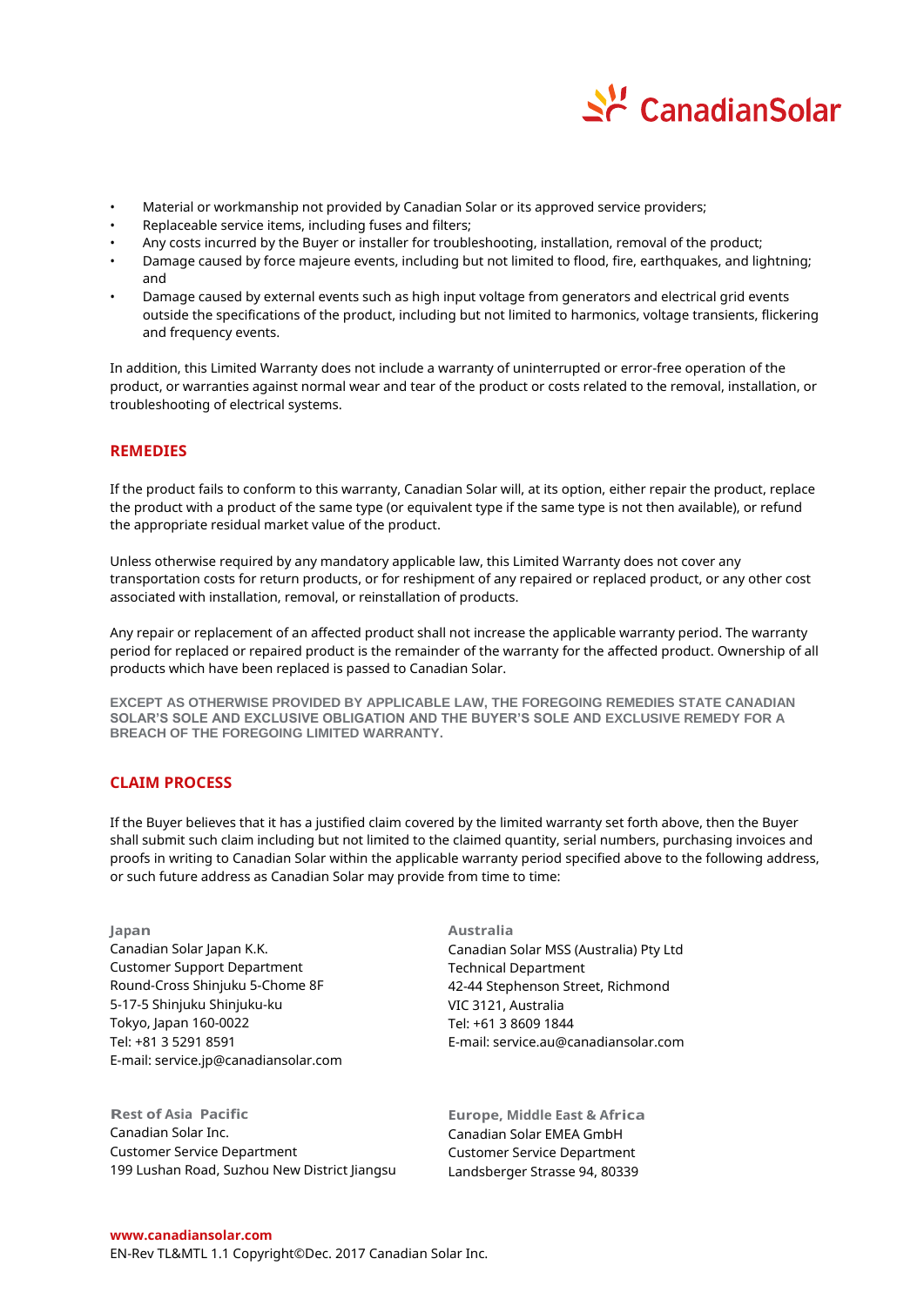- Material or workmanship not provided by Canadian Solar or its approved service providers;
- Replaceable service items, including fuses and filters;
- Any costs incurred by the Buyer or installer for troubleshooting, installation, removal of the product;
- Damage caused by force majeure events, including but not limited to flood, fire, earthquakes, and lightning; and
- Damage caused by external events such as high input voltage from generators and electrical grid events outside the specifications of the product, including but not limited to harmonics, voltage transients, flickering and frequency events.

In addition, this Limited Warranty does not include a warranty of uninterrupted or error-free operation of the product, or warranties against normal wear and tear of the product or costs related to the removal, installation, or troubleshooting of electrical systems.

## REMEDIES

If the product fails to conform to this warranty, Canadian Solar will, at its option, either repair the product, replace the product with a product of the same type (or equivalent type if the same type is not then available), or refund the appropriate residual market value of the product.

Unless otherwise required by any mandatory applicable law, this Limited Warranty does not cover any transportation costs for return products, or for reshipment of any repaired or replaced product, or any other cost associated with installation, removal, or reinstallation of products.

Any repair or replacement of an affected product shall not increase the applicable warranty period. The warranty period for replaced or repaired product is the remainder of the warranty for the affected product. Ownership of all products which have been replaced is passed to Canadian Solar.

**EXCEPT AS OTHERWISE PROVIDED BY APPLICABLE LAW, THE FOREGOING REMEDIES STATE CANADIAN SOLAR'S SOLE AND EXCLUSIVE OBLIGATION AND THE BUYER'S SOLE AND EXCLUSIVE REMEDY FOR A BREACH OF THE FOREGOING LIMITED WARRANTY.**

## CLAIM PROCESS

If the Buyer believes that it has a justified claim covered by the limited warranty set forth above, then the Buyer shall submit such claim including but not limited to the claimed quantity, serial numbers, purchasing invoices and proofs in writing to Canadian Solar within the applicable warranty period specified above to the following address, or such future address as Canadian Solar may provide from time to time:

**Japan**
Canadian Solar Japan K.K.
Customer Support Department
Round-Cross Shinjuku 5-Chome 8F
5-17-5 Shinjuku Shinjuku-ku
Tokyo, Japan 160-0022
Tel: +81 3 5291 8591
E-mail: service.jp@canadiansolar.com

**Australia**
Canadian Solar MSS (Australia) Pty Ltd
Technical Department
42-44 Stephenson Street, Richmond
VIC 3121, Australia
Tel: +61 3 8609 1844
E-mail: service.au@canadiansolar.com

**Rest of Asia Pacific**
Canadian Solar Inc.
Customer Service Department
199 Lushan Road, Suzhou New District Jiangsu

**Europe, Middle East & Africa**
Canadian Solar EMEA GmbH
Customer Service Department
Landsberger Strasse 94, 80339

**www.canadiansolar.com**
EN-Rev TL&MTL 1.1 Copyright©Dec. 2017 Canadian Solar Inc.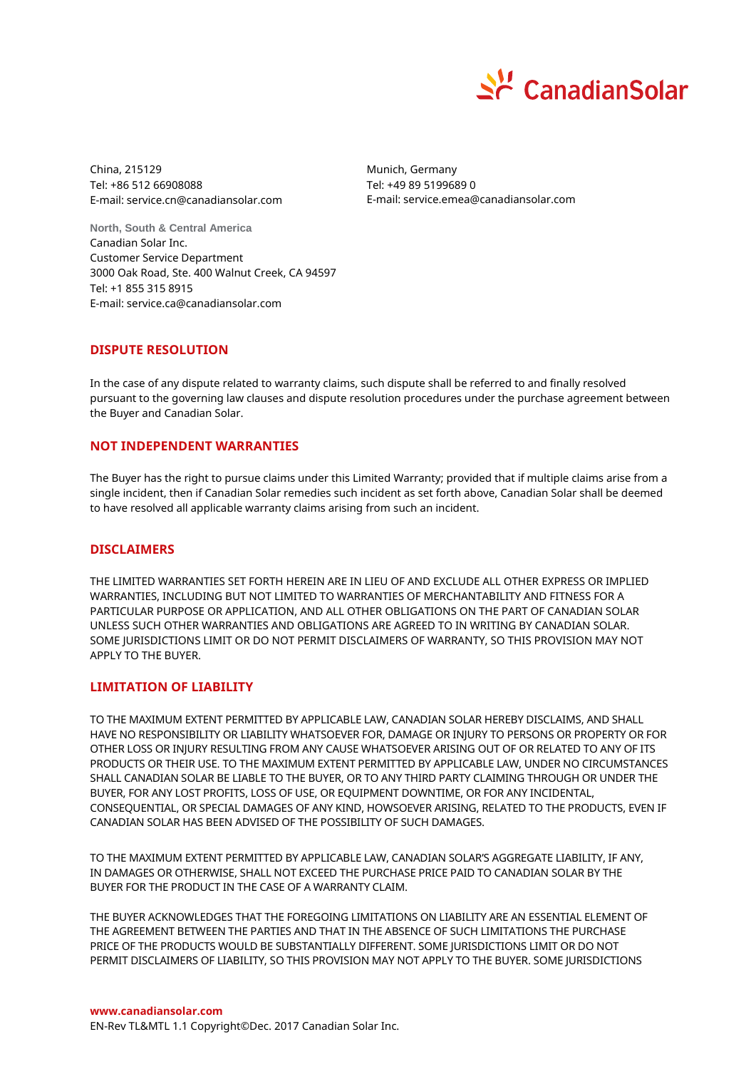China, 215129
Tel: +86 512 66908088
E-mail: service.cn@canadiansolar.com

Munich, Germany
Tel: +49 89 5199689 0
E-mail: service.emea@canadiansolar.com

**North, South & Central America**
Canadian Solar Inc.
Customer Service Department
3000 Oak Road, Ste. 400 Walnut Creek, CA 94597
Tel: +1 855 315 8915
E-mail: service.ca@canadiansolar.com

## DISPUTE RESOLUTION

In the case of any dispute related to warranty claims, such dispute shall be referred to and finally resolved pursuant to the governing law clauses and dispute resolution procedures under the purchase agreement between the Buyer and Canadian Solar.

## NOT INDEPENDENT WARRANTIES

The Buyer has the right to pursue claims under this Limited Warranty; provided that if multiple claims arise from a single incident, then if Canadian Solar remedies such incident as set forth above, Canadian Solar shall be deemed to have resolved all applicable warranty claims arising from such an incident.

## DISCLAIMERS

THE LIMITED WARRANTIES SET FORTH HEREIN ARE IN LIEU OF AND EXCLUDE ALL OTHER EXPRESS OR IMPLIED WARRANTIES, INCLUDING BUT NOT LIMITED TO WARRANTIES OF MERCHANTABILITY AND FITNESS FOR A PARTICULAR PURPOSE OR APPLICATION, AND ALL OTHER OBLIGATIONS ON THE PART OF CANADIAN SOLAR UNLESS SUCH OTHER WARRANTIES AND OBLIGATIONS ARE AGREED TO IN WRITING BY CANADIAN SOLAR. SOME JURISDICTIONS LIMIT OR DO NOT PERMIT DISCLAIMERS OF WARRANTY, SO THIS PROVISION MAY NOT APPLY TO THE BUYER.

## LIMITATION OF LIABILITY

TO THE MAXIMUM EXTENT PERMITTED BY APPLICABLE LAW, CANADIAN SOLAR HEREBY DISCLAIMS, AND SHALL HAVE NO RESPONSIBILITY OR LIABILITY WHATSOEVER FOR, DAMAGE OR INJURY TO PERSONS OR PROPERTY OR FOR OTHER LOSS OR INJURY RESULTING FROM ANY CAUSE WHATSOEVER ARISING OUT OF OR RELATED TO ANY OF ITS PRODUCTS OR THEIR USE. TO THE MAXIMUM EXTENT PERMITTED BY APPLICABLE LAW, UNDER NO CIRCUMSTANCES SHALL CANADIAN SOLAR BE LIABLE TO THE BUYER, OR TO ANY THIRD PARTY CLAIMING THROUGH OR UNDER THE BUYER, FOR ANY LOST PROFITS, LOSS OF USE, OR EQUIPMENT DOWNTIME, OR FOR ANY INCIDENTAL, CONSEQUENTIAL, OR SPECIAL DAMAGES OF ANY KIND, HOWSOEVER ARISING, RELATED TO THE PRODUCTS, EVEN IF CANADIAN SOLAR HAS BEEN ADVISED OF THE POSSIBILITY OF SUCH DAMAGES.

TO THE MAXIMUM EXTENT PERMITTED BY APPLICABLE LAW, CANADIAN SOLAR'S AGGREGATE LIABILITY, IF ANY, IN DAMAGES OR OTHERWISE, SHALL NOT EXCEED THE PURCHASE PRICE PAID TO CANADIAN SOLAR BY THE BUYER FOR THE PRODUCT IN THE CASE OF A WARRANTY CLAIM.

THE BUYER ACKNOWLEDGES THAT THE FOREGOING LIMITATIONS ON LIABILITY ARE AN ESSENTIAL ELEMENT OF THE AGREEMENT BETWEEN THE PARTIES AND THAT IN THE ABSENCE OF SUCH LIMITATIONS THE PURCHASE PRICE OF THE PRODUCTS WOULD BE SUBSTANTIALLY DIFFERENT. SOME JURISDICTIONS LIMIT OR DO NOT PERMIT DISCLAIMERS OF LIABILITY, SO THIS PROVISION MAY NOT APPLY TO THE BUYER. SOME JURISDICTIONS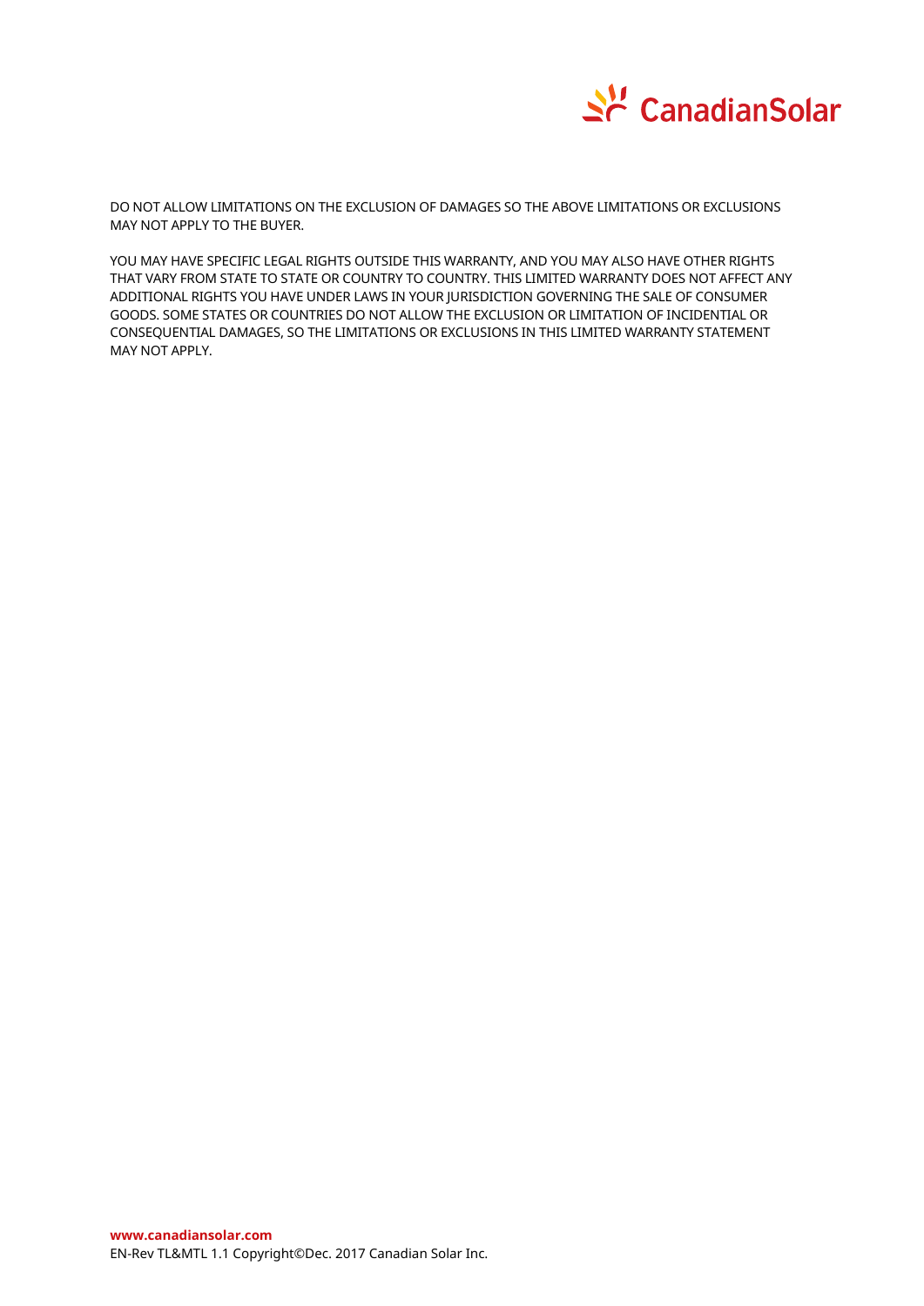DO NOT ALLOW LIMITATIONS ON THE EXCLUSION OF DAMAGES SO THE ABOVE LIMITATIONS OR EXCLUSIONS MAY NOT APPLY TO THE BUYER.

YOU MAY HAVE SPECIFIC LEGAL RIGHTS OUTSIDE THIS WARRANTY, AND YOU MAY ALSO HAVE OTHER RIGHTS THAT VARY FROM STATE TO STATE OR COUNTRY TO COUNTRY. THIS LIMITED WARRANTY DOES NOT AFFECT ANY ADDITIONAL RIGHTS YOU HAVE UNDER LAWS IN YOUR JURISDICTION GOVERNING THE SALE OF CONSUMER GOODS. SOME STATES OR COUNTRIES DO NOT ALLOW THE EXCLUSION OR LIMITATION OF INCIDENTIAL OR CONSEQUENTIAL DAMAGES, SO THE LIMITATIONS OR EXCLUSIONS IN THIS LIMITED WARRANTY STATEMENT MAY NOT APPLY.